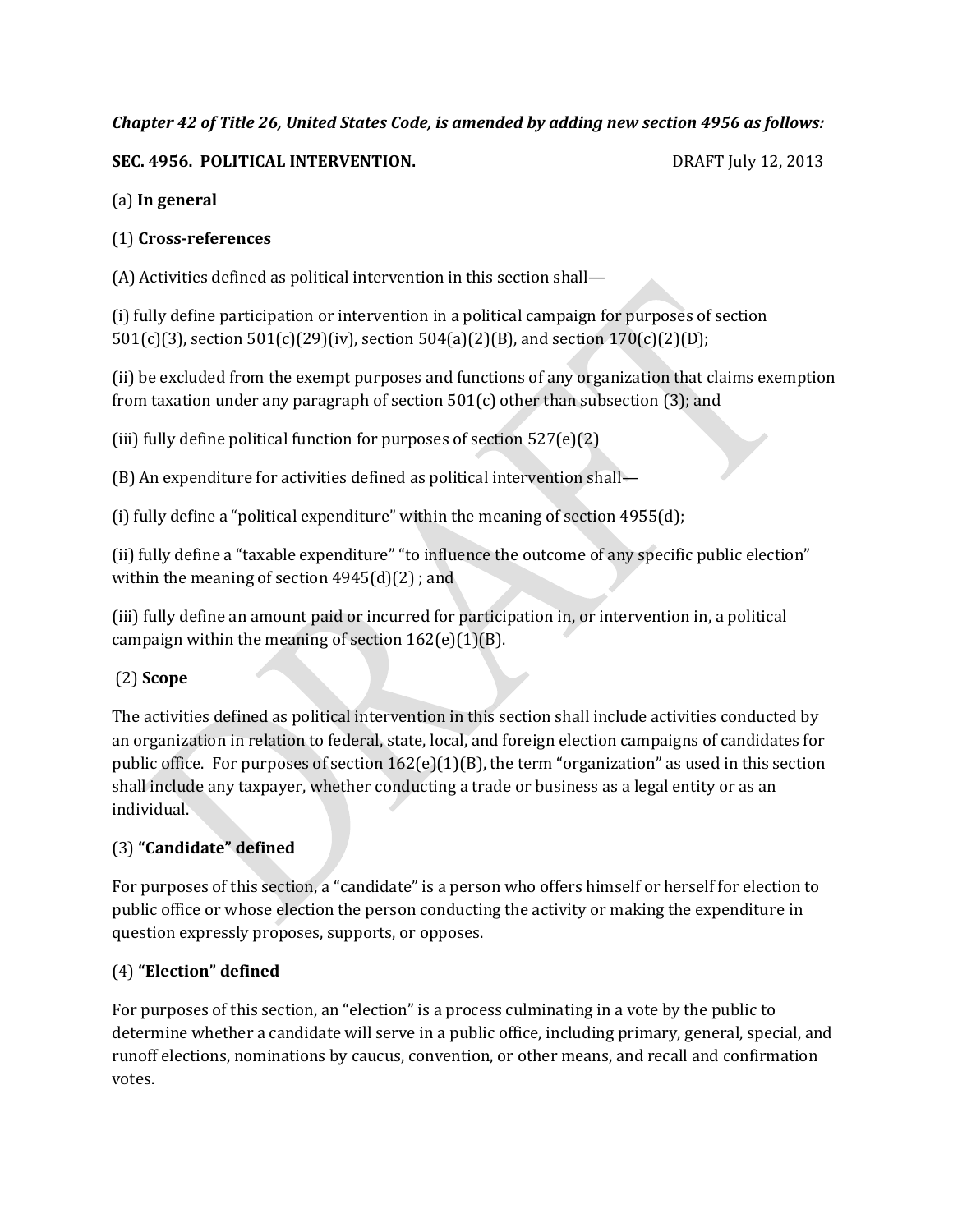***Chapter 42 of Title 26, United States Code, is amended by adding new section 4956 as follows:***

**SEC. 4956. POLITICAL INTERVENTION.** DRAFT July 12, 2013

(a) **In general**

(1) **Cross-references**

(A) Activities defined as political intervention in this section shall—

(i) fully define participation or intervention in a political campaign for purposes of section 501(c)(3), section 501(c)(29)(iv), section 504(a)(2)(B), and section 170(c)(2)(D);

(ii) be excluded from the exempt purposes and functions of any organization that claims exemption from taxation under any paragraph of section 501(c) other than subsection (3); and

(iii) fully define political function for purposes of section 527(e)(2)

(B) An expenditure for activities defined as political intervention shall—

(i) fully define a "political expenditure" within the meaning of section 4955(d);

(ii) fully define a "taxable expenditure" "to influence the outcome of any specific public election" within the meaning of section 4945(d)(2) ; and

(iii) fully define an amount paid or incurred for participation in, or intervention in, a political campaign within the meaning of section 162(e)(1)(B).

(2) **Scope**

The activities defined as political intervention in this section shall include activities conducted by an organization in relation to federal, state, local, and foreign election campaigns of candidates for public office. For purposes of section 162(e)(1)(B), the term "organization" as used in this section shall include any taxpayer, whether conducting a trade or business as a legal entity or as an individual.

(3) **"Candidate" defined**

For purposes of this section, a "candidate" is a person who offers himself or herself for election to public office or whose election the person conducting the activity or making the expenditure in question expressly proposes, supports, or opposes.

(4) **"Election" defined**

For purposes of this section, an "election" is a process culminating in a vote by the public to determine whether a candidate will serve in a public office, including primary, general, special, and runoff elections, nominations by caucus, convention, or other means, and recall and confirmation votes.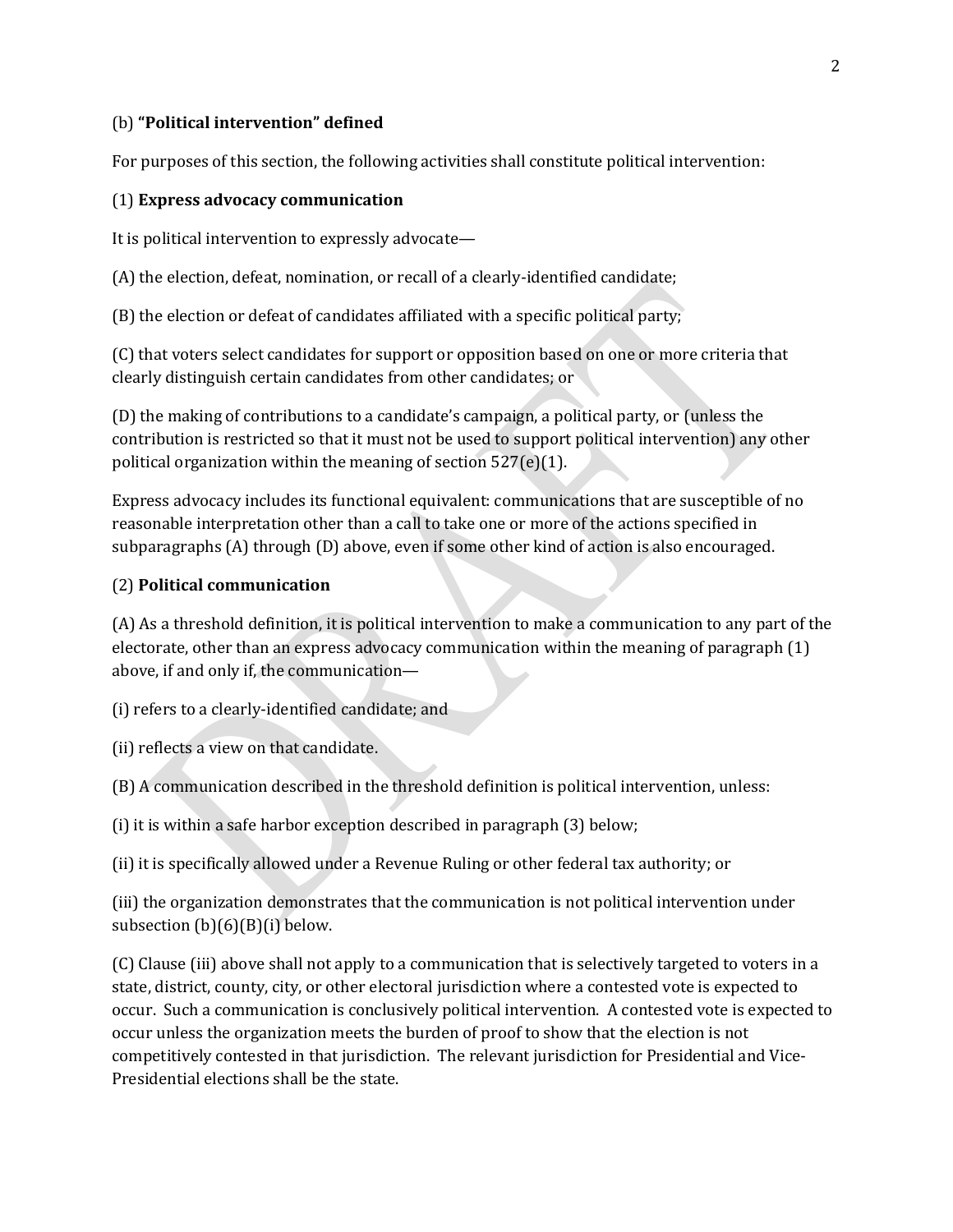(b) **"Political intervention" defined**

For purposes of this section, the following activities shall constitute political intervention:

(1) **Express advocacy communication**

It is political intervention to expressly advocate—

(A) the election, defeat, nomination, or recall of a clearly-identified candidate;

(B) the election or defeat of candidates affiliated with a specific political party;

(C) that voters select candidates for support or opposition based on one or more criteria that clearly distinguish certain candidates from other candidates; or

(D) the making of contributions to a candidate's campaign, a political party, or (unless the contribution is restricted so that it must not be used to support political intervention) any other political organization within the meaning of section 527(e)(1).

Express advocacy includes its functional equivalent: communications that are susceptible of no reasonable interpretation other than a call to take one or more of the actions specified in subparagraphs (A) through (D) above, even if some other kind of action is also encouraged.

(2) **Political communication**

(A) As a threshold definition, it is political intervention to make a communication to any part of the electorate, other than an express advocacy communication within the meaning of paragraph (1) above, if and only if, the communication—

(i) refers to a clearly-identified candidate; and

(ii) reflects a view on that candidate.

(B) A communication described in the threshold definition is political intervention, unless:

(i) it is within a safe harbor exception described in paragraph (3) below;

(ii) it is specifically allowed under a Revenue Ruling or other federal tax authority; or

(iii) the organization demonstrates that the communication is not political intervention under subsection (b)(6)(B)(i) below.

(C) Clause (iii) above shall not apply to a communication that is selectively targeted to voters in a state, district, county, city, or other electoral jurisdiction where a contested vote is expected to occur. Such a communication is conclusively political intervention. A contested vote is expected to occur unless the organization meets the burden of proof to show that the election is not competitively contested in that jurisdiction. The relevant jurisdiction for Presidential and Vice-Presidential elections shall be the state.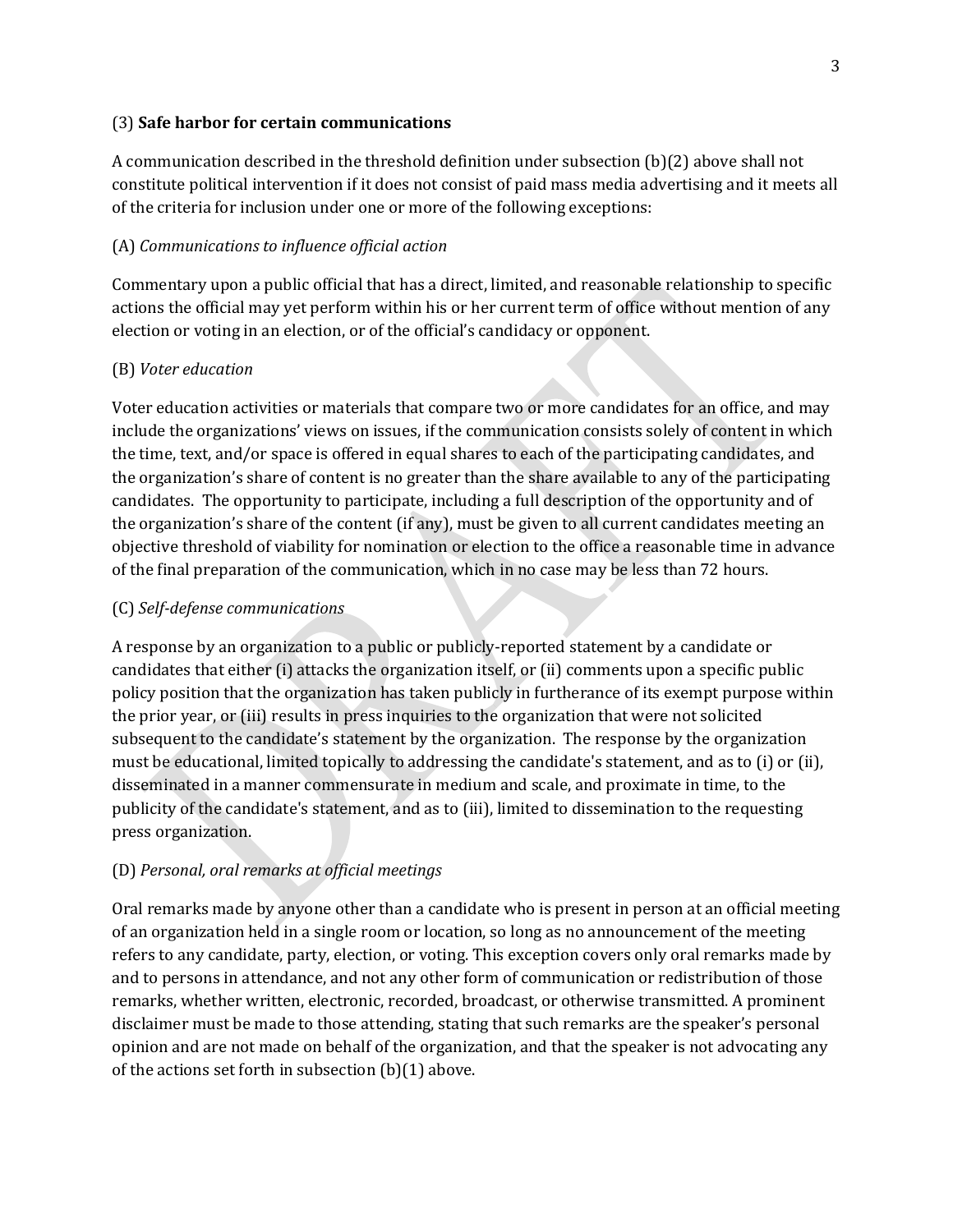(3) **Safe harbor for certain communications**

A communication described in the threshold definition under subsection (b)(2) above shall not constitute political intervention if it does not consist of paid mass media advertising and it meets all of the criteria for inclusion under one or more of the following exceptions:

(A) *Communications to influence official action*

Commentary upon a public official that has a direct, limited, and reasonable relationship to specific actions the official may yet perform within his or her current term of office without mention of any election or voting in an election, or of the official's candidacy or opponent.

(B) *Voter education*

Voter education activities or materials that compare two or more candidates for an office, and may include the organizations' views on issues, if the communication consists solely of content in which the time, text, and/or space is offered in equal shares to each of the participating candidates, and the organization's share of content is no greater than the share available to any of the participating candidates. The opportunity to participate, including a full description of the opportunity and of the organization's share of the content (if any), must be given to all current candidates meeting an objective threshold of viability for nomination or election to the office a reasonable time in advance of the final preparation of the communication, which in no case may be less than 72 hours.

(C) *Self-defense communications*

A response by an organization to a public or publicly-reported statement by a candidate or candidates that either (i) attacks the organization itself, or (ii) comments upon a specific public policy position that the organization has taken publicly in furtherance of its exempt purpose within the prior year, or (iii) results in press inquiries to the organization that were not solicited subsequent to the candidate's statement by the organization. The response by the organization must be educational, limited topically to addressing the candidate's statement, and as to (i) or (ii), disseminated in a manner commensurate in medium and scale, and proximate in time, to the publicity of the candidate's statement, and as to (iii), limited to dissemination to the requesting press organization.

(D) *Personal, oral remarks at official meetings*

Oral remarks made by anyone other than a candidate who is present in person at an official meeting of an organization held in a single room or location, so long as no announcement of the meeting refers to any candidate, party, election, or voting. This exception covers only oral remarks made by and to persons in attendance, and not any other form of communication or redistribution of those remarks, whether written, electronic, recorded, broadcast, or otherwise transmitted. A prominent disclaimer must be made to those attending, stating that such remarks are the speaker's personal opinion and are not made on behalf of the organization, and that the speaker is not advocating any of the actions set forth in subsection (b)(1) above.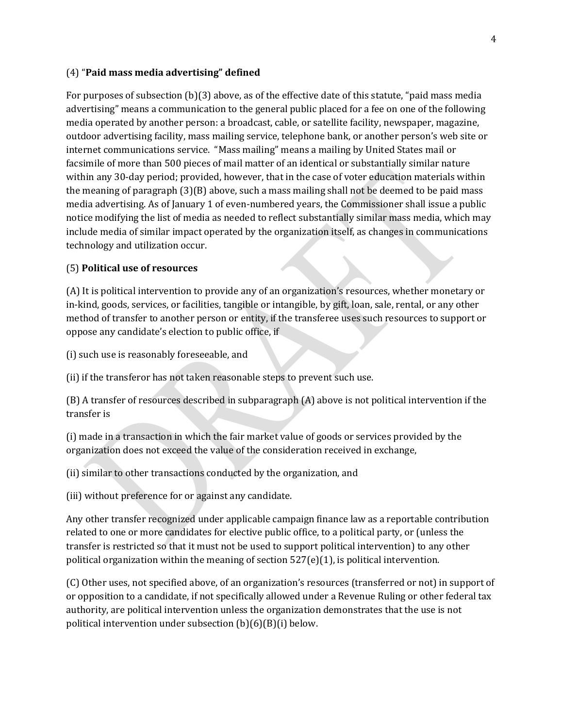(4) "**Paid mass media advertising" defined**

For purposes of subsection (b)(3) above, as of the effective date of this statute, "paid mass media advertising" means a communication to the general public placed for a fee on one of the following media operated by another person: a broadcast, cable, or satellite facility, newspaper, magazine, outdoor advertising facility, mass mailing service, telephone bank, or another person's web site or internet communications service. "Mass mailing" means a mailing by United States mail or facsimile of more than 500 pieces of mail matter of an identical or substantially similar nature within any 30-day period; provided, however, that in the case of voter education materials within the meaning of paragraph (3)(B) above, such a mass mailing shall not be deemed to be paid mass media advertising. As of January 1 of even-numbered years, the Commissioner shall issue a public notice modifying the list of media as needed to reflect substantially similar mass media, which may include media of similar impact operated by the organization itself, as changes in communications technology and utilization occur.

(5) **Political use of resources**

(A) It is political intervention to provide any of an organization's resources, whether monetary or in-kind, goods, services, or facilities, tangible or intangible, by gift, loan, sale, rental, or any other method of transfer to another person or entity, if the transferee uses such resources to support or oppose any candidate's election to public office, if

(i) such use is reasonably foreseeable, and

(ii) if the transferor has not taken reasonable steps to prevent such use.

(B) A transfer of resources described in subparagraph (A) above is not political intervention if the transfer is

(i) made in a transaction in which the fair market value of goods or services provided by the organization does not exceed the value of the consideration received in exchange,

(ii) similar to other transactions conducted by the organization, and

(iii) without preference for or against any candidate.

Any other transfer recognized under applicable campaign finance law as a reportable contribution related to one or more candidates for elective public office, to a political party, or (unless the transfer is restricted so that it must not be used to support political intervention) to any other political organization within the meaning of section 527(e)(1), is political intervention.

(C) Other uses, not specified above, of an organization's resources (transferred or not) in support of or opposition to a candidate, if not specifically allowed under a Revenue Ruling or other federal tax authority, are political intervention unless the organization demonstrates that the use is not political intervention under subsection (b)(6)(B)(i) below.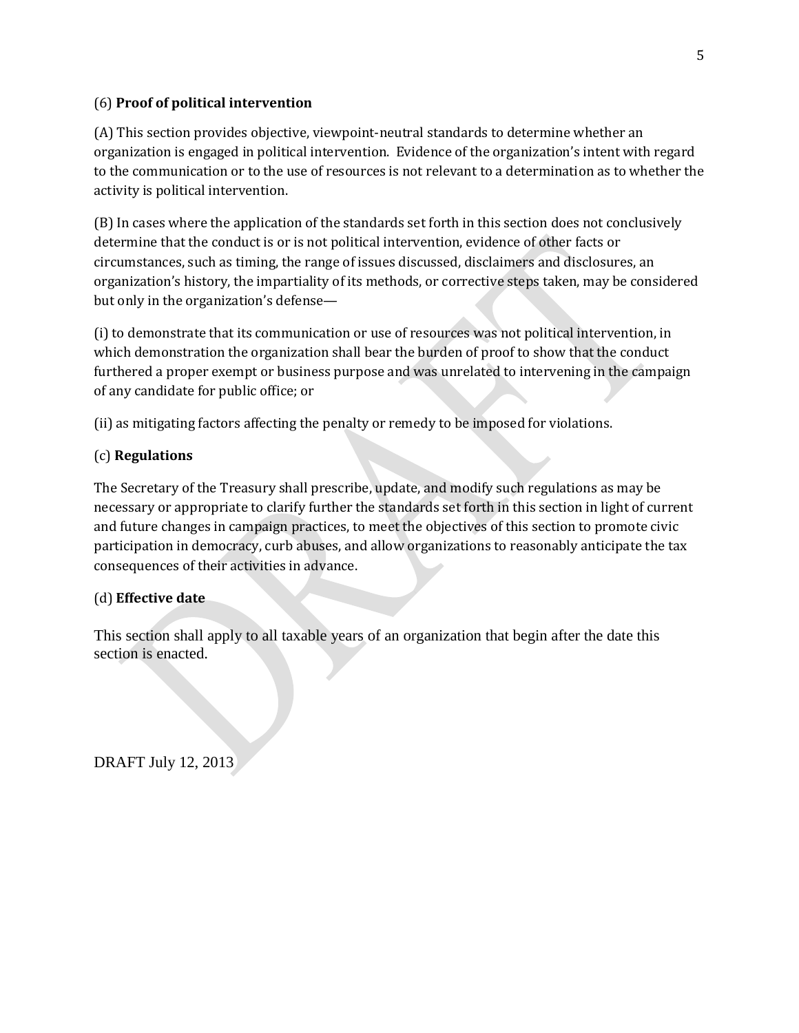(6) **Proof of political intervention**

(A) This section provides objective, viewpoint-neutral standards to determine whether an organization is engaged in political intervention. Evidence of the organization's intent with regard to the communication or to the use of resources is not relevant to a determination as to whether the activity is political intervention.

(B) In cases where the application of the standards set forth in this section does not conclusively determine that the conduct is or is not political intervention, evidence of other facts or circumstances, such as timing, the range of issues discussed, disclaimers and disclosures, an organization's history, the impartiality of its methods, or corrective steps taken, may be considered but only in the organization's defense—

(i) to demonstrate that its communication or use of resources was not political intervention, in which demonstration the organization shall bear the burden of proof to show that the conduct furthered a proper exempt or business purpose and was unrelated to intervening in the campaign of any candidate for public office; or

(ii) as mitigating factors affecting the penalty or remedy to be imposed for violations.

(c) **Regulations**

The Secretary of the Treasury shall prescribe, update, and modify such regulations as may be necessary or appropriate to clarify further the standards set forth in this section in light of current and future changes in campaign practices, to meet the objectives of this section to promote civic participation in democracy, curb abuses, and allow organizations to reasonably anticipate the tax consequences of their activities in advance.

(d) **Effective date**

This section shall apply to all taxable years of an organization that begin after the date this section is enacted.

DRAFT July 12, 2013